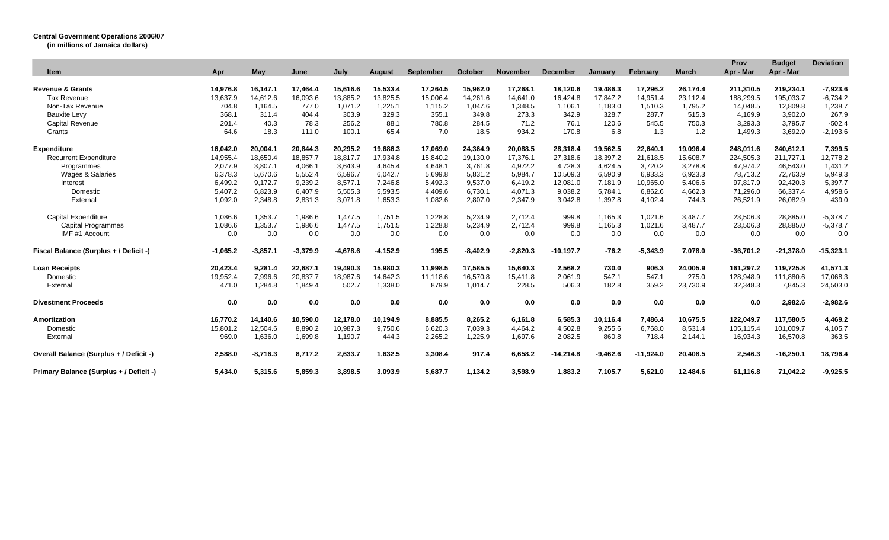**Central Government Operations 2006/07**
**(in millions of Jamaica dollars)**

| Item | Apr | May | June | July | August | September | October | November | December | January | February | March | Prov Apr - Mar | Budget Apr - Mar | Deviation |
|---|---|---|---|---|---|---|---|---|---|---|---|---|---|---|---|
| **Revenue & Grants** | **14,976.8** | **16,147.1** | **17,464.4** | **15,616.6** | **15,533.4** | **17,264.5** | **15,962.0** | **17,268.1** | **18,120.6** | **19,486.3** | **17,296.2** | **26,174.4** | **211,310.5** | **219,234.1** | **-7,923.6** |
| Tax Revenue | 13,637.9 | 14,612.6 | 16,093.6 | 13,885.2 | 13,825.5 | 15,006.4 | 14,261.6 | 14,641.0 | 16,424.8 | 17,847.2 | 14,951.4 | 23,112.4 | 188,299.5 | 195,033.7 | -6,734.2 |
| Non-Tax Revenue | 704.8 | 1,164.5 | 777.0 | 1,071.2 | 1,225.1 | 1,115.2 | 1,047.6 | 1,348.5 | 1,106.1 | 1,183.0 | 1,510.3 | 1,795.2 | 14,048.5 | 12,809.8 | 1,238.7 |
| Bauxite Levy | 368.1 | 311.4 | 404.4 | 303.9 | 329.3 | 355.1 | 349.8 | 273.3 | 342.9 | 328.7 | 287.7 | 515.3 | 4,169.9 | 3,902.0 | 267.9 |
| Capital Revenue | 201.4 | 40.3 | 78.3 | 256.2 | 88.1 | 780.8 | 284.5 | 71.2 | 76.1 | 120.6 | 545.5 | 750.3 | 3,293.3 | 3,795.7 | -502.4 |
| Grants | 64.6 | 18.3 | 111.0 | 100.1 | 65.4 | 7.0 | 18.5 | 934.2 | 170.8 | 6.8 | 1.3 | 1.2 | 1,499.3 | 3,692.9 | -2,193.6 |
| | | | | | | | | | | | | | | | |
| **Expenditure** | **16,042.0** | **20,004.1** | **20,844.3** | **20,295.2** | **19,686.3** | **17,069.0** | **24,364.9** | **20,088.5** | **28,318.4** | **19,562.5** | **22,640.1** | **19,096.4** | **248,011.6** | **240,612.1** | **7,399.5** |
| Recurrent Expenditure | 14,955.4 | 18,650.4 | 18,857.7 | 18,817.7 | 17,934.8 | 15,840.2 | 19,130.0 | 17,376.1 | 27,318.6 | 18,397.2 | 21,618.5 | 15,608.7 | 224,505.3 | 211,727.1 | 12,778.2 |
| Programmes | 2,077.9 | 3,807.1 | 4,066.1 | 3,643.9 | 4,645.4 | 4,648.1 | 3,761.8 | 4,972.2 | 4,728.3 | 4,624.5 | 3,720.2 | 3,278.8 | 47,974.2 | 46,543.0 | 1,431.2 |
| Wages & Salaries | 6,378.3 | 5,670.6 | 5,552.4 | 6,596.7 | 6,042.7 | 5,699.8 | 5,831.2 | 5,984.7 | 10,509.3 | 6,590.9 | 6,933.3 | 6,923.3 | 78,713.2 | 72,763.9 | 5,949.3 |
| Interest | 6,499.2 | 9,172.7 | 9,239.2 | 8,577.1 | 7,246.8 | 5,492.3 | 9,537.0 | 6,419.2 | 12,081.0 | 7,181.9 | 10,965.0 | 5,406.6 | 97,817.9 | 92,420.3 | 5,397.7 |
| Domestic | 5,407.2 | 6,823.9 | 6,407.9 | 5,505.3 | 5,593.5 | 4,409.6 | 6,730.1 | 4,071.3 | 9,038.2 | 5,784.1 | 6,862.6 | 4,662.3 | 71,296.0 | 66,337.4 | 4,958.6 |
| External | 1,092.0 | 2,348.8 | 2,831.3 | 3,071.8 | 1,653.3 | 1,082.6 | 2,807.0 | 2,347.9 | 3,042.8 | 1,397.8 | 4,102.4 | 744.3 | 26,521.9 | 26,082.9 | 439.0 |
| | | | | | | | | | | | | | | | |
| Capital Expenditure | 1,086.6 | 1,353.7 | 1,986.6 | 1,477.5 | 1,751.5 | 1,228.8 | 5,234.9 | 2,712.4 | 999.8 | 1,165.3 | 1,021.6 | 3,487.7 | 23,506.3 | 28,885.0 | -5,378.7 |
| Capital Programmes | 1,086.6 | 1,353.7 | 1,986.6 | 1,477.5 | 1,751.5 | 1,228.8 | 5,234.9 | 2,712.4 | 999.8 | 1,165.3 | 1,021.6 | 3,487.7 | 23,506.3 | 28,885.0 | -5,378.7 |
| IMF #1 Account | 0.0 | 0.0 | 0.0 | 0.0 | 0.0 | 0.0 | 0.0 | 0.0 | 0.0 | 0.0 | 0.0 | 0.0 | 0.0 | 0.0 | 0.0 |
| | | | | | | | | | | | | | | | |
| **Fiscal Balance (Surplus + / Deficit -)** | **-1,065.2** | **-3,857.1** | **-3,379.9** | **-4,678.6** | **-4,152.9** | **195.5** | **-8,402.9** | **-2,820.3** | **-10,197.7** | **-76.2** | **-5,343.9** | **7,078.0** | **-36,701.2** | **-21,378.0** | **-15,323.1** |
| | | | | | | | | | | | | | | | |
| **Loan Receipts** | **20,423.4** | **9,281.4** | **22,687.1** | **19,490.3** | **15,980.3** | **11,998.5** | **17,585.5** | **15,640.3** | **2,568.2** | **730.0** | **906.3** | **24,005.9** | **161,297.2** | **119,725.8** | **41,571.3** |
| Domestic | 19,952.4 | 7,996.6 | 20,837.7 | 18,987.6 | 14,642.3 | 11,118.6 | 16,570.8 | 15,411.8 | 2,061.9 | 547.1 | 547.1 | 275.0 | 128,948.9 | 111,880.6 | 17,068.3 |
| External | 471.0 | 1,284.8 | 1,849.4 | 502.7 | 1,338.0 | 879.9 | 1,014.7 | 228.5 | 506.3 | 182.8 | 359.2 | 23,730.9 | 32,348.3 | 7,845.3 | 24,503.0 |
| | | | | | | | | | | | | | | | |
| **Divestment Proceeds** | **0.0** | **0.0** | **0.0** | **0.0** | **0.0** | **0.0** | **0.0** | **0.0** | **0.0** | **0.0** | **0.0** | **0.0** | **0.0** | **2,982.6** | **-2,982.6** |
| | | | | | | | | | | | | | | | |
| **Amortization** | **16,770.2** | **14,140.6** | **10,590.0** | **12,178.0** | **10,194.9** | **8,885.5** | **8,265.2** | **6,161.8** | **6,585.3** | **10,116.4** | **7,486.4** | **10,675.5** | **122,049.7** | **117,580.5** | **4,469.2** |
| Domestic | 15,801.2 | 12,504.6 | 8,890.2 | 10,987.3 | 9,750.6 | 6,620.3 | 7,039.3 | 4,464.2 | 4,502.8 | 9,255.6 | 6,768.0 | 8,531.4 | 105,115.4 | 101,009.7 | 4,105.7 |
| External | 969.0 | 1,636.0 | 1,699.8 | 1,190.7 | 444.3 | 2,265.2 | 1,225.9 | 1,697.6 | 2,082.5 | 860.8 | 718.4 | 2,144.1 | 16,934.3 | 16,570.8 | 363.5 |
| | | | | | | | | | | | | | | | |
| **Overall Balance (Surplus + / Deficit -)** | **2,588.0** | **-8,716.3** | **8,717.2** | **2,633.7** | **1,632.5** | **3,308.4** | **917.4** | **6,658.2** | **-14,214.8** | **-9,462.6** | **-11,924.0** | **20,408.5** | **2,546.3** | **-16,250.1** | **18,796.4** |
| | | | | | | | | | | | | | | | |
| **Primary Balance (Surplus + / Deficit -)** | **5,434.0** | **5,315.6** | **5,859.3** | **3,898.5** | **3,093.9** | **5,687.7** | **1,134.2** | **3,598.9** | **1,883.2** | **7,105.7** | **5,621.0** | **12,484.6** | **61,116.8** | **71,042.2** | **-9,925.5** |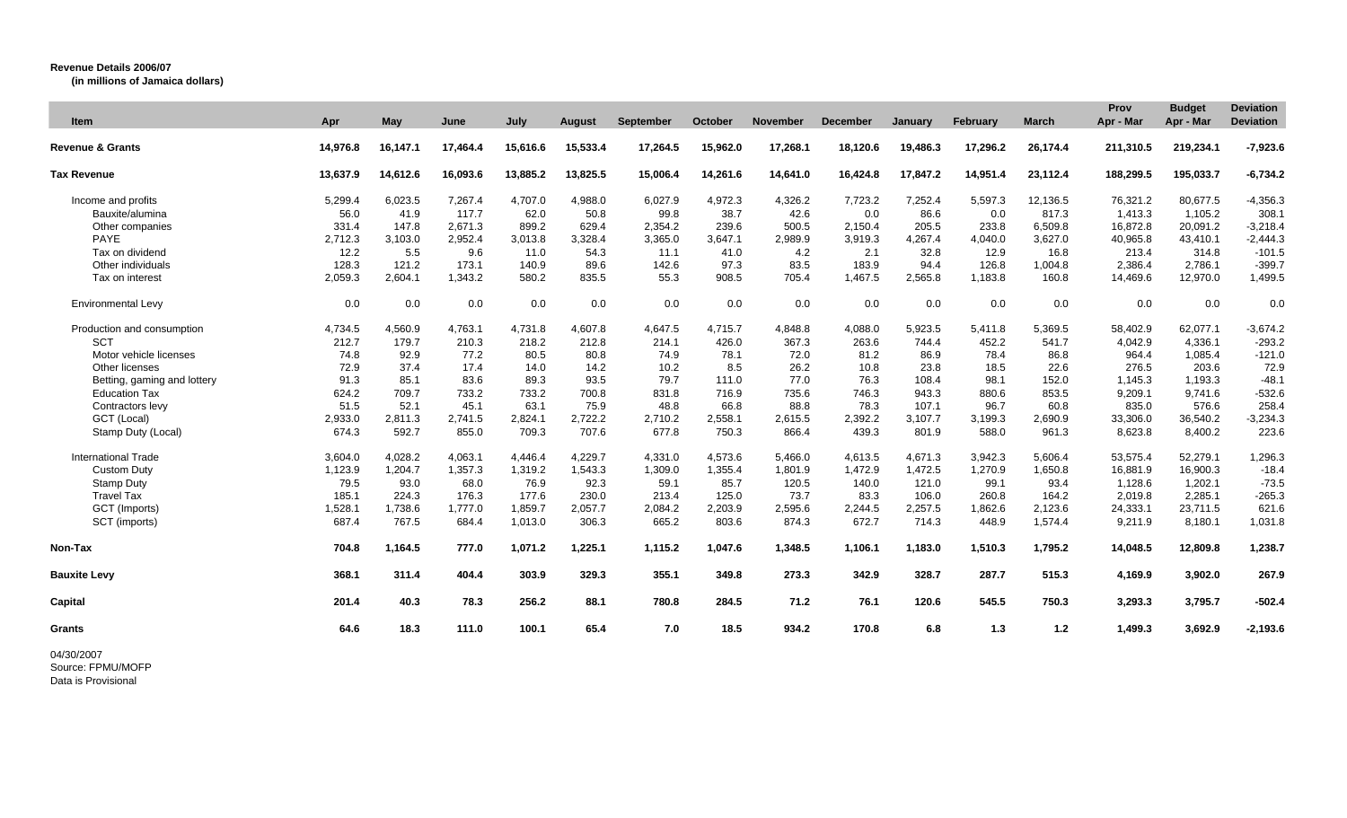**Revenue Details 2006/07**
**(in millions of Jamaica dollars)**

| Item | Apr | May | June | July | August | September | October | November | December | January | February | March | Prov Apr - Mar | Budget Apr - Mar | Deviation Deviation |
|---|---|---|---|---|---|---|---|---|---|---|---|---|---|---|---|
| **Revenue & Grants** | **14,976.8** | **16,147.1** | **17,464.4** | **15,616.6** | **15,533.4** | **17,264.5** | **15,962.0** | **17,268.1** | **18,120.6** | **19,486.3** | **17,296.2** | **26,174.4** | **211,310.5** | **219,234.1** | **-7,923.6** |
| **Tax Revenue** | **13,637.9** | **14,612.6** | **16,093.6** | **13,885.2** | **13,825.5** | **15,006.4** | **14,261.6** | **14,641.0** | **16,424.8** | **17,847.2** | **14,951.4** | **23,112.4** | **188,299.5** | **195,033.7** | **-6,734.2** |
| Income and profits | 5,299.4 | 6,023.5 | 7,267.4 | 4,707.0 | 4,988.0 | 6,027.9 | 4,972.3 | 4,326.2 | 7,723.2 | 7,252.4 | 5,597.3 | 12,136.5 | 76,321.2 | 80,677.5 | -4,356.3 |
| Bauxite/alumina | 56.0 | 41.9 | 117.7 | 62.0 | 50.8 | 99.8 | 38.7 | 42.6 | 0.0 | 86.6 | 0.0 | 817.3 | 1,413.3 | 1,105.2 | 308.1 |
| Other companies | 331.4 | 147.8 | 2,671.3 | 899.2 | 629.4 | 2,354.2 | 239.6 | 500.5 | 2,150.4 | 205.5 | 233.8 | 6,509.8 | 16,872.8 | 20,091.2 | -3,218.4 |
| PAYE | 2,712.3 | 3,103.0 | 2,952.4 | 3,013.8 | 3,328.4 | 3,365.0 | 3,647.1 | 2,989.9 | 3,919.3 | 4,267.4 | 4,040.0 | 3,627.0 | 40,965.8 | 43,410.1 | -2,444.3 |
| Tax on dividend | 12.2 | 5.5 | 9.6 | 11.0 | 54.3 | 11.1 | 41.0 | 4.2 | 2.1 | 32.8 | 12.9 | 16.8 | 213.4 | 314.8 | -101.5 |
| Other individuals | 128.3 | 121.2 | 173.1 | 140.9 | 89.6 | 142.6 | 97.3 | 83.5 | 183.9 | 94.4 | 126.8 | 1,004.8 | 2,386.4 | 2,786.1 | -399.7 |
| Tax on interest | 2,059.3 | 2,604.1 | 1,343.2 | 580.2 | 835.5 | 55.3 | 908.5 | 705.4 | 1,467.5 | 2,565.8 | 1,183.8 | 160.8 | 14,469.6 | 12,970.0 | 1,499.5 |
| Environmental Levy | 0.0 | 0.0 | 0.0 | 0.0 | 0.0 | 0.0 | 0.0 | 0.0 | 0.0 | 0.0 | 0.0 | 0.0 | 0.0 | 0.0 | 0.0 |
| Production and consumption | 4,734.5 | 4,560.9 | 4,763.1 | 4,731.8 | 4,607.8 | 4,647.5 | 4,715.7 | 4,848.8 | 4,088.0 | 5,923.5 | 5,411.8 | 5,369.5 | 58,402.9 | 62,077.1 | -3,674.2 |
| SCT | 212.7 | 179.7 | 210.3 | 218.2 | 212.8 | 214.1 | 426.0 | 367.3 | 263.6 | 744.4 | 452.2 | 541.7 | 4,042.9 | 4,336.1 | -293.2 |
| Motor vehicle licenses | 74.8 | 92.9 | 77.2 | 80.5 | 80.8 | 74.9 | 78.1 | 72.0 | 81.2 | 86.9 | 78.4 | 86.8 | 964.4 | 1,085.4 | -121.0 |
| Other licenses | 72.9 | 37.4 | 17.4 | 14.0 | 14.2 | 10.2 | 8.5 | 26.2 | 10.8 | 23.8 | 18.5 | 22.6 | 276.5 | 203.6 | 72.9 |
| Betting, gaming and lottery | 91.3 | 85.1 | 83.6 | 89.3 | 93.5 | 79.7 | 111.0 | 77.0 | 76.3 | 108.4 | 98.1 | 152.0 | 1,145.3 | 1,193.3 | -48.1 |
| Education Tax | 624.2 | 709.7 | 733.2 | 733.2 | 700.8 | 831.8 | 716.9 | 735.6 | 746.3 | 943.3 | 880.6 | 853.5 | 9,209.1 | 9,741.6 | -532.6 |
| Contractors levy | 51.5 | 52.1 | 45.1 | 63.1 | 75.9 | 48.8 | 66.8 | 88.8 | 78.3 | 107.1 | 96.7 | 60.8 | 835.0 | 576.6 | 258.4 |
| GCT (Local) | 2,933.0 | 2,811.3 | 2,741.5 | 2,824.1 | 2,722.2 | 2,710.2 | 2,558.1 | 2,615.5 | 2,392.2 | 3,107.7 | 3,199.3 | 2,690.9 | 33,306.0 | 36,540.2 | -3,234.3 |
| Stamp Duty (Local) | 674.3 | 592.7 | 855.0 | 709.3 | 707.6 | 677.8 | 750.3 | 866.4 | 439.3 | 801.9 | 588.0 | 961.3 | 8,623.8 | 8,400.2 | 223.6 |
| International Trade | 3,604.0 | 4,028.2 | 4,063.1 | 4,446.4 | 4,229.7 | 4,331.0 | 4,573.6 | 5,466.0 | 4,613.5 | 4,671.3 | 3,942.3 | 5,606.4 | 53,575.4 | 52,279.1 | 1,296.3 |
| Custom Duty | 1,123.9 | 1,204.7 | 1,357.3 | 1,319.2 | 1,543.3 | 1,309.0 | 1,355.4 | 1,801.9 | 1,472.9 | 1,472.5 | 1,270.9 | 1,650.8 | 16,881.9 | 16,900.3 | -18.4 |
| Stamp Duty | 79.5 | 93.0 | 68.0 | 76.9 | 92.3 | 59.1 | 85.7 | 120.5 | 140.0 | 121.0 | 99.1 | 93.4 | 1,128.6 | 1,202.1 | -73.5 |
| Travel Tax | 185.1 | 224.3 | 176.3 | 177.6 | 230.0 | 213.4 | 125.0 | 73.7 | 83.3 | 106.0 | 260.8 | 164.2 | 2,019.8 | 2,285.1 | -265.3 |
| GCT (Imports) | 1,528.1 | 1,738.6 | 1,777.0 | 1,859.7 | 2,057.7 | 2,084.2 | 2,203.9 | 2,595.6 | 2,244.5 | 2,257.5 | 1,862.6 | 2,123.6 | 24,333.1 | 23,711.5 | 621.6 |
| SCT (imports) | 687.4 | 767.5 | 684.4 | 1,013.0 | 306.3 | 665.2 | 803.6 | 874.3 | 672.7 | 714.3 | 448.9 | 1,574.4 | 9,211.9 | 8,180.1 | 1,031.8 |
| **Non-Tax** | **704.8** | **1,164.5** | **777.0** | **1,071.2** | **1,225.1** | **1,115.2** | **1,047.6** | **1,348.5** | **1,106.1** | **1,183.0** | **1,510.3** | **1,795.2** | **14,048.5** | **12,809.8** | **1,238.7** |
| **Bauxite Levy** | **368.1** | **311.4** | **404.4** | **303.9** | **329.3** | **355.1** | **349.8** | **273.3** | **342.9** | **328.7** | **287.7** | **515.3** | **4,169.9** | **3,902.0** | **267.9** |
| **Capital** | **201.4** | **40.3** | **78.3** | **256.2** | **88.1** | **780.8** | **284.5** | **71.2** | **76.1** | **120.6** | **545.5** | **750.3** | **3,293.3** | **3,795.7** | **-502.4** |
| **Grants** | **64.6** | **18.3** | **111.0** | **100.1** | **65.4** | **7.0** | **18.5** | **934.2** | **170.8** | **6.8** | **1.3** | **1.2** | **1,499.3** | **3,692.9** | **-2,193.6** |

04/30/2007
Source: FPMU/MOFP
Data is Provisional